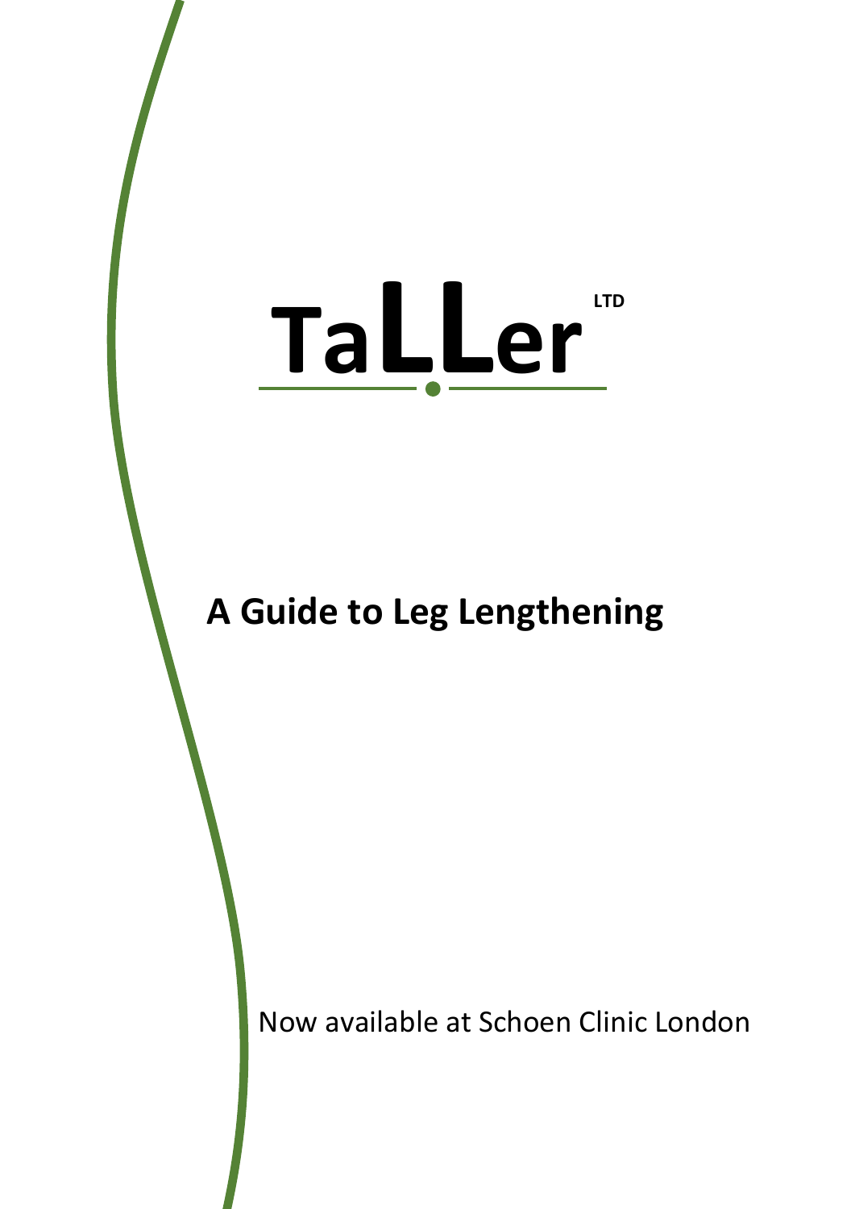# TaLLer LTD

## A Guide to Leg Lengthening

Now available at Schoen Clinic London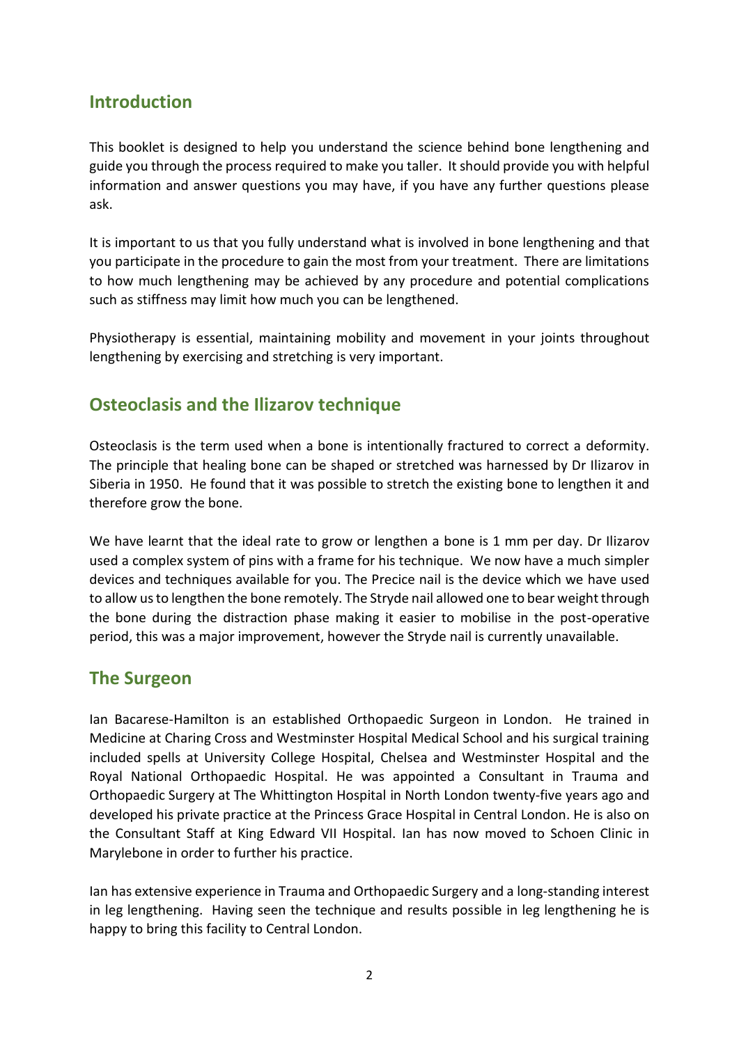## Introduction

This booklet is designed to help you understand the science behind bone lengthening and guide you through the process required to make you taller. It should provide you with helpful information and answer questions you may have, if you have any further questions please ask.

It is important to us that you fully understand what is involved in bone lengthening and that you participate in the procedure to gain the most from your treatment. There are limitations to how much lengthening may be achieved by any procedure and potential complications such as stiffness may limit how much you can be lengthened.

Physiotherapy is essential, maintaining mobility and movement in your joints throughout lengthening by exercising and stretching is very important.

## Osteoclasis and the Ilizarov technique

Osteoclasis is the term used when a bone is intentionally fractured to correct a deformity. The principle that healing bone can be shaped or stretched was harnessed by Dr Ilizarov in Siberia in 1950. He found that it was possible to stretch the existing bone to lengthen it and therefore grow the bone.

We have learnt that the ideal rate to grow or lengthen a bone is 1 mm per day. Dr Ilizarov used a complex system of pins with a frame for his technique. We now have a much simpler devices and techniques available for you. The Precice nail is the device which we have used to allow us to lengthen the bone remotely. The Stryde nail allowed one to bear weight through the bone during the distraction phase making it easier to mobilise in the post-operative period, this was a major improvement, however the Stryde nail is currently unavailable.

## The Surgeon

Ian Bacarese-Hamilton is an established Orthopaedic Surgeon in London. He trained in Medicine at Charing Cross and Westminster Hospital Medical School and his surgical training included spells at University College Hospital, Chelsea and Westminster Hospital and the Royal National Orthopaedic Hospital. He was appointed a Consultant in Trauma and Orthopaedic Surgery at The Whittington Hospital in North London twenty-five years ago and developed his private practice at the Princess Grace Hospital in Central London. He is also on the Consultant Staff at King Edward VII Hospital. Ian has now moved to Schoen Clinic in Marylebone in order to further his practice.

Ian has extensive experience in Trauma and Orthopaedic Surgery and a long-standing interest in leg lengthening. Having seen the technique and results possible in leg lengthening he is happy to bring this facility to Central London.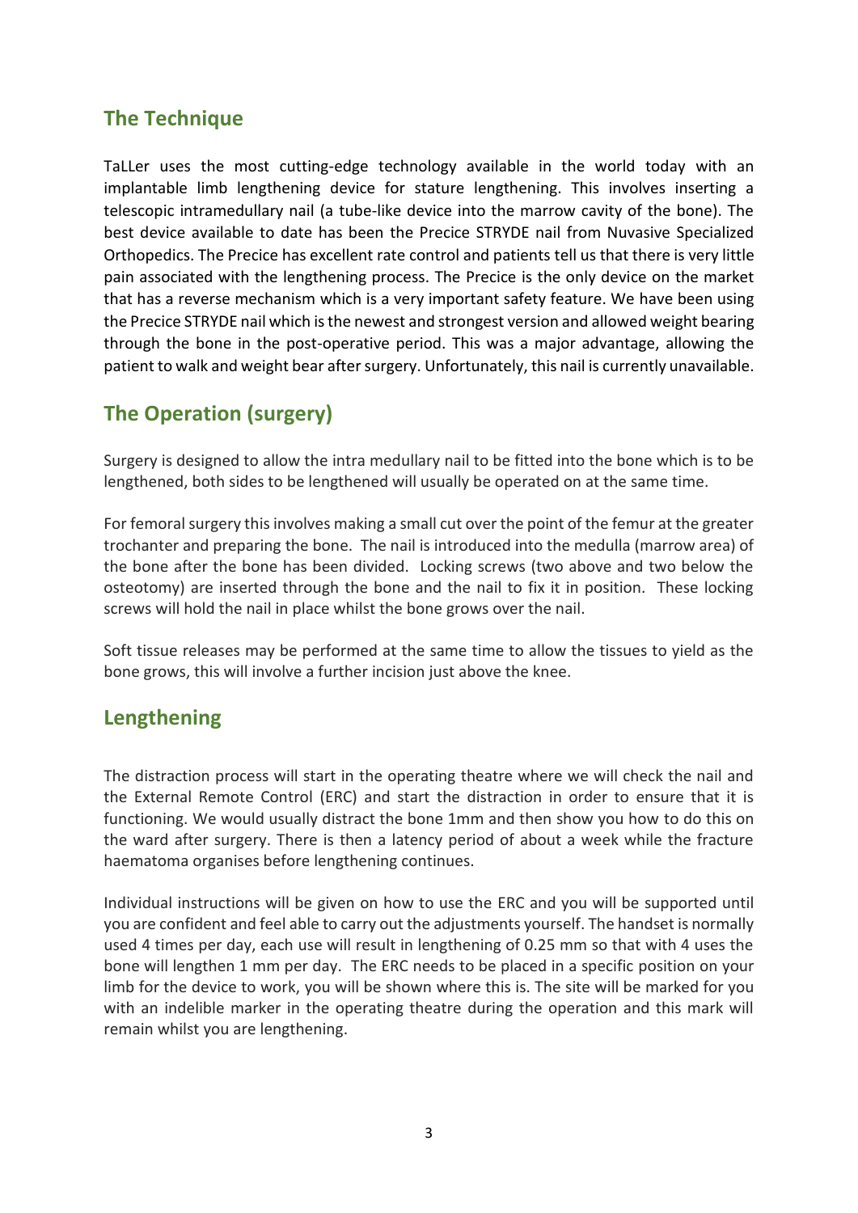## The Technique

TaLLer uses the most cutting-edge technology available in the world today with an implantable limb lengthening device for stature lengthening. This involves inserting a telescopic intramedullary nail (a tube-like device into the marrow cavity of the bone). The best device available to date has been the Precice STRYDE nail from Nuvasive Specialized Orthopedics. The Precice has excellent rate control and patients tell us that there is very little pain associated with the lengthening process. The Precice is the only device on the market that has a reverse mechanism which is a very important safety feature. We have been using the Precice STRYDE nail which is the newest and strongest version and allowed weight bearing through the bone in the post-operative period. This was a major advantage, allowing the patient to walk and weight bear after surgery. Unfortunately, this nail is currently unavailable.

## The Operation (surgery)

Surgery is designed to allow the intra medullary nail to be fitted into the bone which is to be lengthened, both sides to be lengthened will usually be operated on at the same time.

For femoral surgery this involves making a small cut over the point of the femur at the greater trochanter and preparing the bone. The nail is introduced into the medulla (marrow area) of the bone after the bone has been divided. Locking screws (two above and two below the osteotomy) are inserted through the bone and the nail to fix it in position. These locking screws will hold the nail in place whilst the bone grows over the nail.

Soft tissue releases may be performed at the same time to allow the tissues to yield as the bone grows, this will involve a further incision just above the knee.

## Lengthening

The distraction process will start in the operating theatre where we will check the nail and the External Remote Control (ERC) and start the distraction in order to ensure that it is functioning. We would usually distract the bone 1mm and then show you how to do this on the ward after surgery. There is then a latency period of about a week while the fracture haematoma organises before lengthening continues.

Individual instructions will be given on how to use the ERC and you will be supported until you are confident and feel able to carry out the adjustments yourself. The handset is normally used 4 times per day, each use will result in lengthening of 0.25 mm so that with 4 uses the bone will lengthen 1 mm per day. The ERC needs to be placed in a specific position on your limb for the device to work, you will be shown where this is. The site will be marked for you with an indelible marker in the operating theatre during the operation and this mark will remain whilst you are lengthening.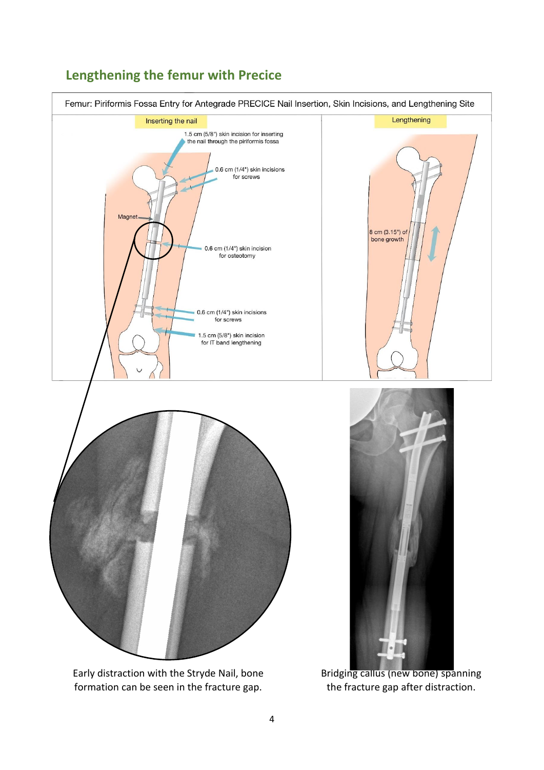## Lengthening the femur with Precice

Femur: Piriformis Fossa Entry for Antegrade PRECICE Nail Insertion, Skin Incisions, and Lengthening Site

Inserting the nail

1.5 cm (5/8") skin incision for inserting the nail through the piriformis fossa

0.6 cm (1/4") skin incisions for screws

Magnet

0.6 cm (1/4") skin incision for osteotomy

0.6 cm (1/4") skin incisions for screws

1.5 cm (5/8") skin incision for IT band lengthening

Lengthening

8 cm (3.15") of bone growth

Early distraction with the Stryde Nail, bone formation can be seen in the fracture gap.

Bridging callus (new bone) spanning the fracture gap after distraction.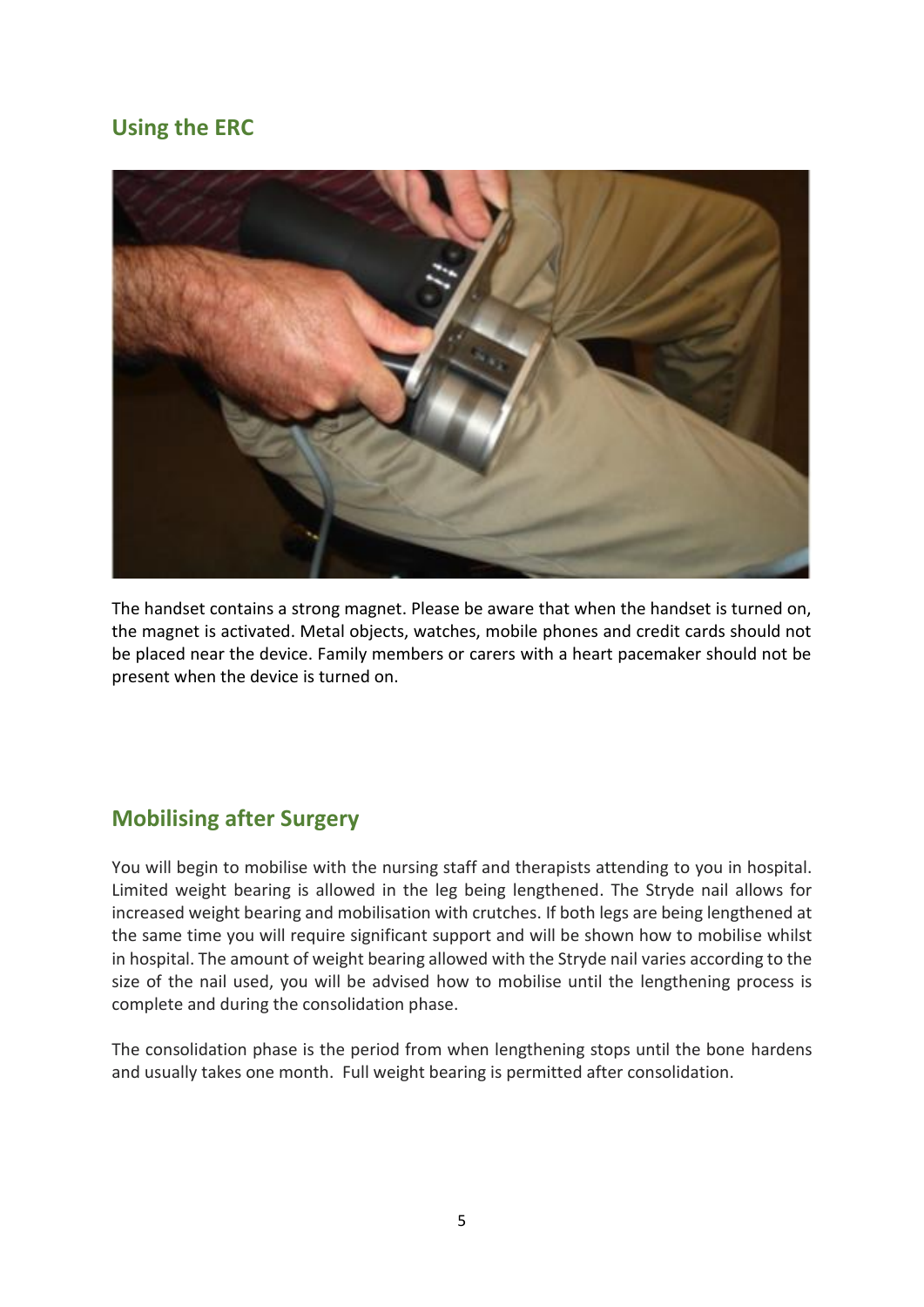## Using the ERC

The handset contains a strong magnet. Please be aware that when the handset is turned on, the magnet is activated. Metal objects, watches, mobile phones and credit cards should not be placed near the device. Family members or carers with a heart pacemaker should not be present when the device is turned on.

## Mobilising after Surgery

You will begin to mobilise with the nursing staff and therapists attending to you in hospital. Limited weight bearing is allowed in the leg being lengthened. The Stryde nail allows for increased weight bearing and mobilisation with crutches. If both legs are being lengthened at the same time you will require significant support and will be shown how to mobilise whilst in hospital. The amount of weight bearing allowed with the Stryde nail varies according to the size of the nail used, you will be advised how to mobilise until the lengthening process is complete and during the consolidation phase.

The consolidation phase is the period from when lengthening stops until the bone hardens and usually takes one month. Full weight bearing is permitted after consolidation.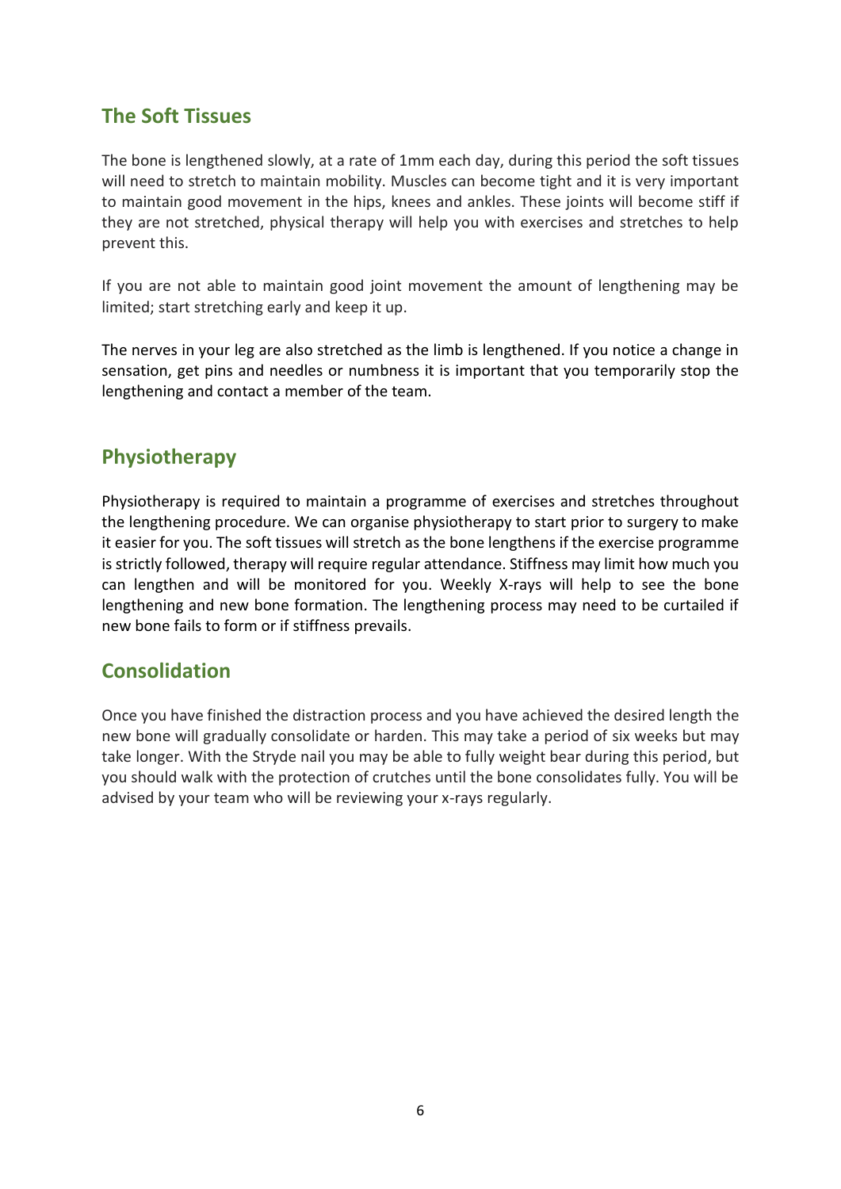## The Soft Tissues

The bone is lengthened slowly, at a rate of 1mm each day, during this period the soft tissues will need to stretch to maintain mobility. Muscles can become tight and it is very important to maintain good movement in the hips, knees and ankles. These joints will become stiff if they are not stretched, physical therapy will help you with exercises and stretches to help prevent this.

If you are not able to maintain good joint movement the amount of lengthening may be limited; start stretching early and keep it up.

The nerves in your leg are also stretched as the limb is lengthened. If you notice a change in sensation, get pins and needles or numbness it is important that you temporarily stop the lengthening and contact a member of the team.

## Physiotherapy

Physiotherapy is required to maintain a programme of exercises and stretches throughout the lengthening procedure. We can organise physiotherapy to start prior to surgery to make it easier for you. The soft tissues will stretch as the bone lengthens if the exercise programme is strictly followed, therapy will require regular attendance. Stiffness may limit how much you can lengthen and will be monitored for you. Weekly X-rays will help to see the bone lengthening and new bone formation. The lengthening process may need to be curtailed if new bone fails to form or if stiffness prevails.

## Consolidation

Once you have finished the distraction process and you have achieved the desired length the new bone will gradually consolidate or harden. This may take a period of six weeks but may take longer. With the Stryde nail you may be able to fully weight bear during this period, but you should walk with the protection of crutches until the bone consolidates fully. You will be advised by your team who will be reviewing your x-rays regularly.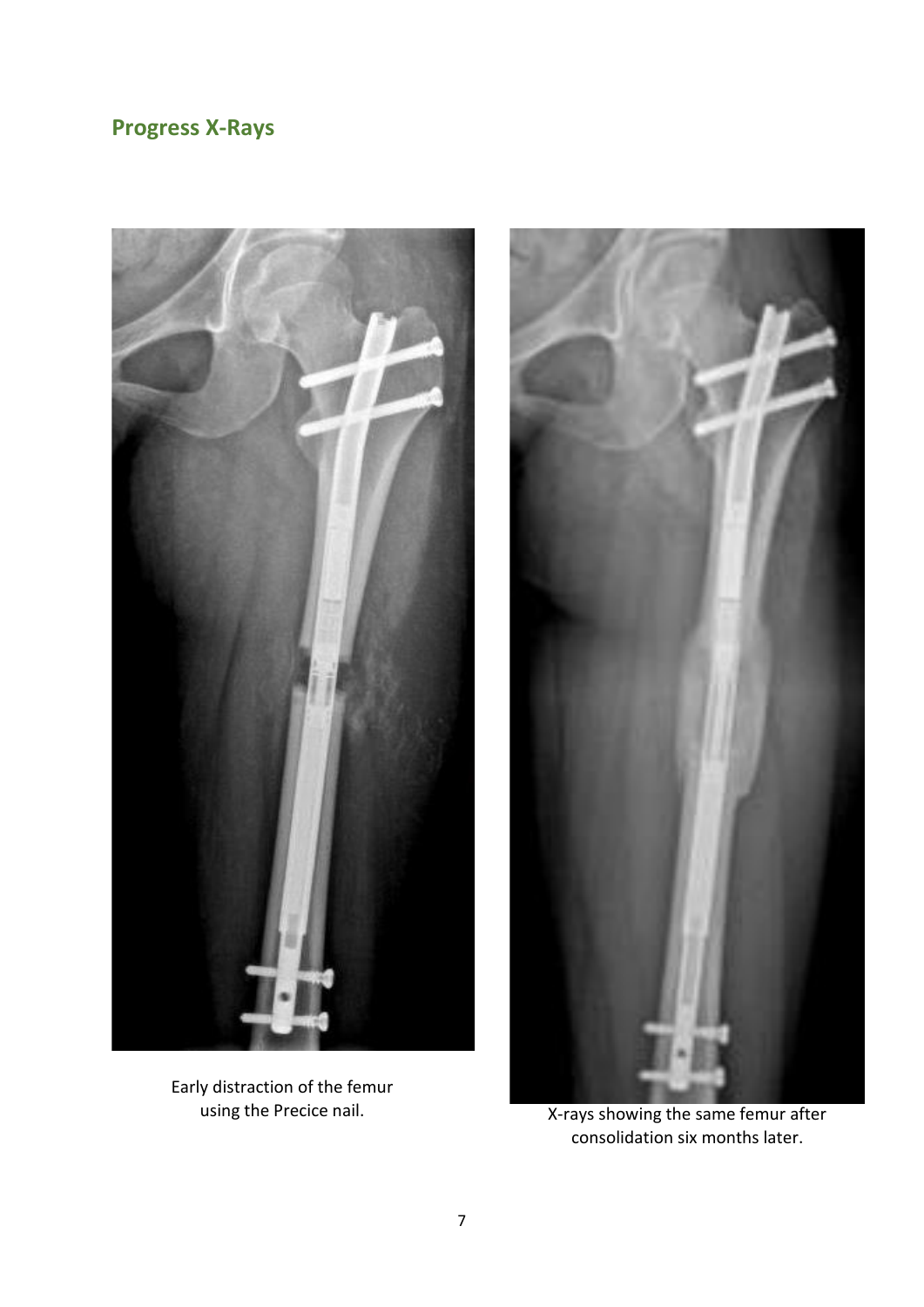## Progress X-Rays

Early distraction of the femur using the Precice nail.

X-rays showing the same femur after consolidation six months later.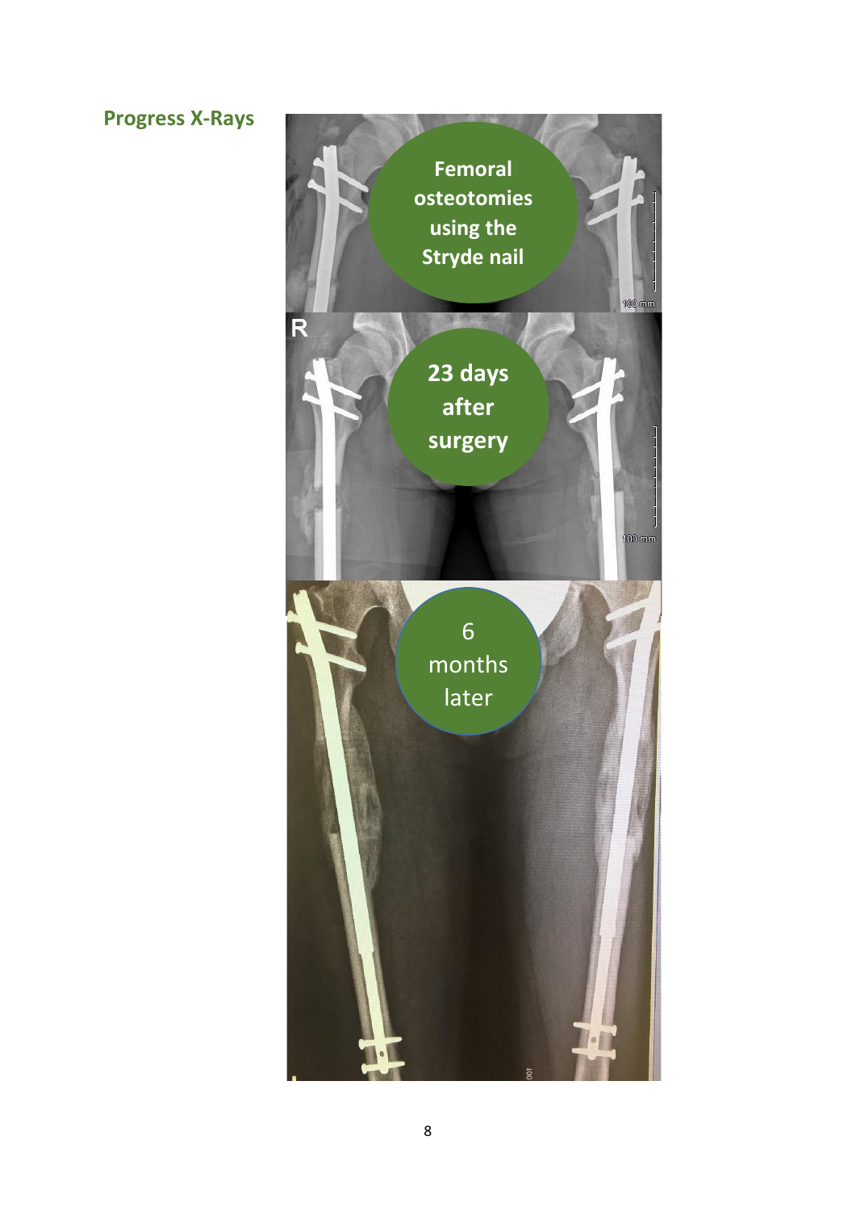## Progress X-Rays

Femoral osteotomies using the Stryde nail

23 days after surgery

6 months later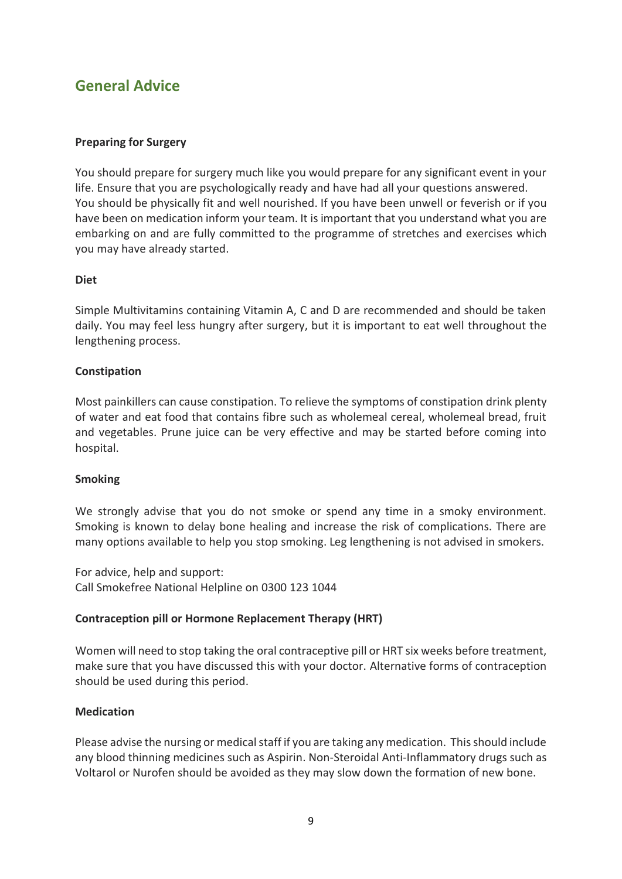## General Advice

### Preparing for Surgery

You should prepare for surgery much like you would prepare for any significant event in your life. Ensure that you are psychologically ready and have had all your questions answered. You should be physically fit and well nourished. If you have been unwell or feverish or if you have been on medication inform your team. It is important that you understand what you are embarking on and are fully committed to the programme of stretches and exercises which you may have already started.

### Diet

Simple Multivitamins containing Vitamin A, C and D are recommended and should be taken daily. You may feel less hungry after surgery, but it is important to eat well throughout the lengthening process.

### Constipation

Most painkillers can cause constipation. To relieve the symptoms of constipation drink plenty of water and eat food that contains fibre such as wholemeal cereal, wholemeal bread, fruit and vegetables. Prune juice can be very effective and may be started before coming into hospital.

### Smoking

We strongly advise that you do not smoke or spend any time in a smoky environment. Smoking is known to delay bone healing and increase the risk of complications. There are many options available to help you stop smoking. Leg lengthening is not advised in smokers.

For advice, help and support:
Call Smokefree National Helpline on 0300 123 1044

### Contraception pill or Hormone Replacement Therapy (HRT)

Women will need to stop taking the oral contraceptive pill or HRT six weeks before treatment, make sure that you have discussed this with your doctor. Alternative forms of contraception should be used during this period.

### Medication

Please advise the nursing or medical staff if you are taking any medication. This should include any blood thinning medicines such as Aspirin. Non-Steroidal Anti-Inflammatory drugs such as Voltarol or Nurofen should be avoided as they may slow down the formation of new bone.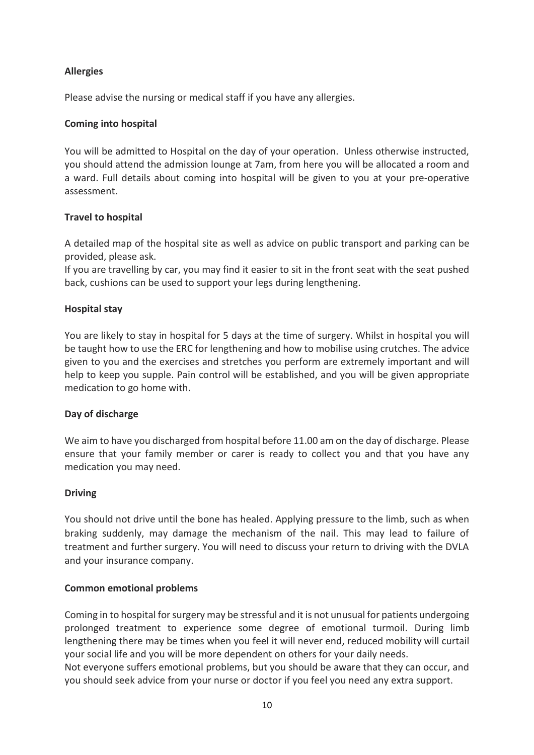**Allergies**

Please advise the nursing or medical staff if you have any allergies.

**Coming into hospital**

You will be admitted to Hospital on the day of your operation. Unless otherwise instructed, you should attend the admission lounge at 7am, from here you will be allocated a room and a ward. Full details about coming into hospital will be given to you at your pre-operative assessment.

**Travel to hospital**

A detailed map of the hospital site as well as advice on public transport and parking can be provided, please ask.
If you are travelling by car, you may find it easier to sit in the front seat with the seat pushed back, cushions can be used to support your legs during lengthening.

**Hospital stay**

You are likely to stay in hospital for 5 days at the time of surgery. Whilst in hospital you will be taught how to use the ERC for lengthening and how to mobilise using crutches. The advice given to you and the exercises and stretches you perform are extremely important and will help to keep you supple. Pain control will be established, and you will be given appropriate medication to go home with.

**Day of discharge**

We aim to have you discharged from hospital before 11.00 am on the day of discharge. Please ensure that your family member or carer is ready to collect you and that you have any medication you may need.

**Driving**

You should not drive until the bone has healed. Applying pressure to the limb, such as when braking suddenly, may damage the mechanism of the nail. This may lead to failure of treatment and further surgery. You will need to discuss your return to driving with the DVLA and your insurance company.

**Common emotional problems**

Coming in to hospital for surgery may be stressful and it is not unusual for patients undergoing prolonged treatment to experience some degree of emotional turmoil. During limb lengthening there may be times when you feel it will never end, reduced mobility will curtail your social life and you will be more dependent on others for your daily needs.
Not everyone suffers emotional problems, but you should be aware that they can occur, and you should seek advice from your nurse or doctor if you feel you need any extra support.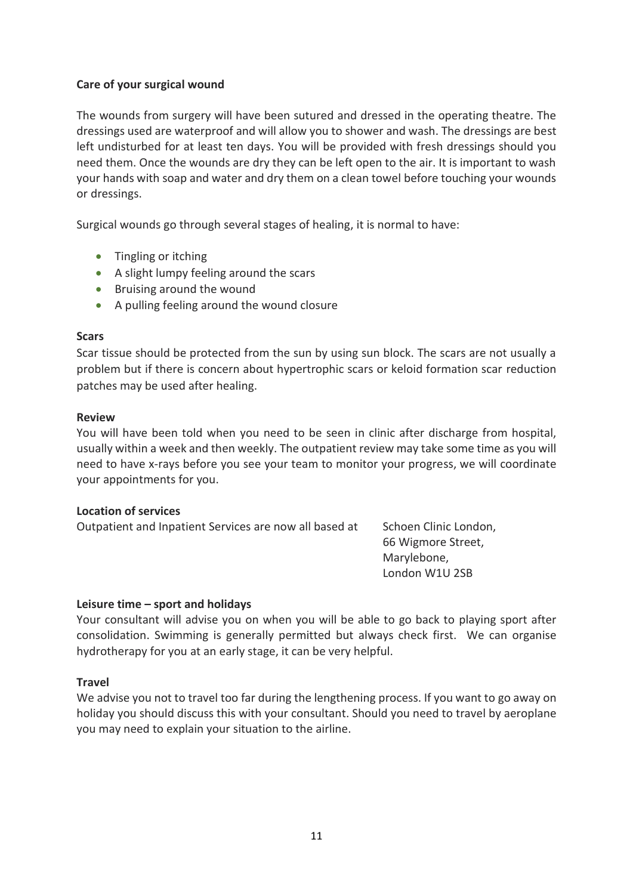**Care of your surgical wound**

The wounds from surgery will have been sutured and dressed in the operating theatre. The dressings used are waterproof and will allow you to shower and wash. The dressings are best left undisturbed for at least ten days. You will be provided with fresh dressings should you need them. Once the wounds are dry they can be left open to the air. It is important to wash your hands with soap and water and dry them on a clean towel before touching your wounds or dressings.

Surgical wounds go through several stages of healing, it is normal to have:

- Tingling or itching
- A slight lumpy feeling around the scars
- Bruising around the wound
- A pulling feeling around the wound closure

**Scars**

Scar tissue should be protected from the sun by using sun block. The scars are not usually a problem but if there is concern about hypertrophic scars or keloid formation scar reduction patches may be used after healing.

**Review**

You will have been told when you need to be seen in clinic after discharge from hospital, usually within a week and then weekly. The outpatient review may take some time as you will need to have x-rays before you see your team to monitor your progress, we will coordinate your appointments for you.

**Location of services**

Outpatient and Inpatient Services are now all based at Schoen Clinic London, 66 Wigmore Street, Marylebone, London W1U 2SB

**Leisure time – sport and holidays**

Your consultant will advise you on when you will be able to go back to playing sport after consolidation. Swimming is generally permitted but always check first. We can organise hydrotherapy for you at an early stage, it can be very helpful.

**Travel**

We advise you not to travel too far during the lengthening process. If you want to go away on holiday you should discuss this with your consultant. Should you need to travel by aeroplane you may need to explain your situation to the airline.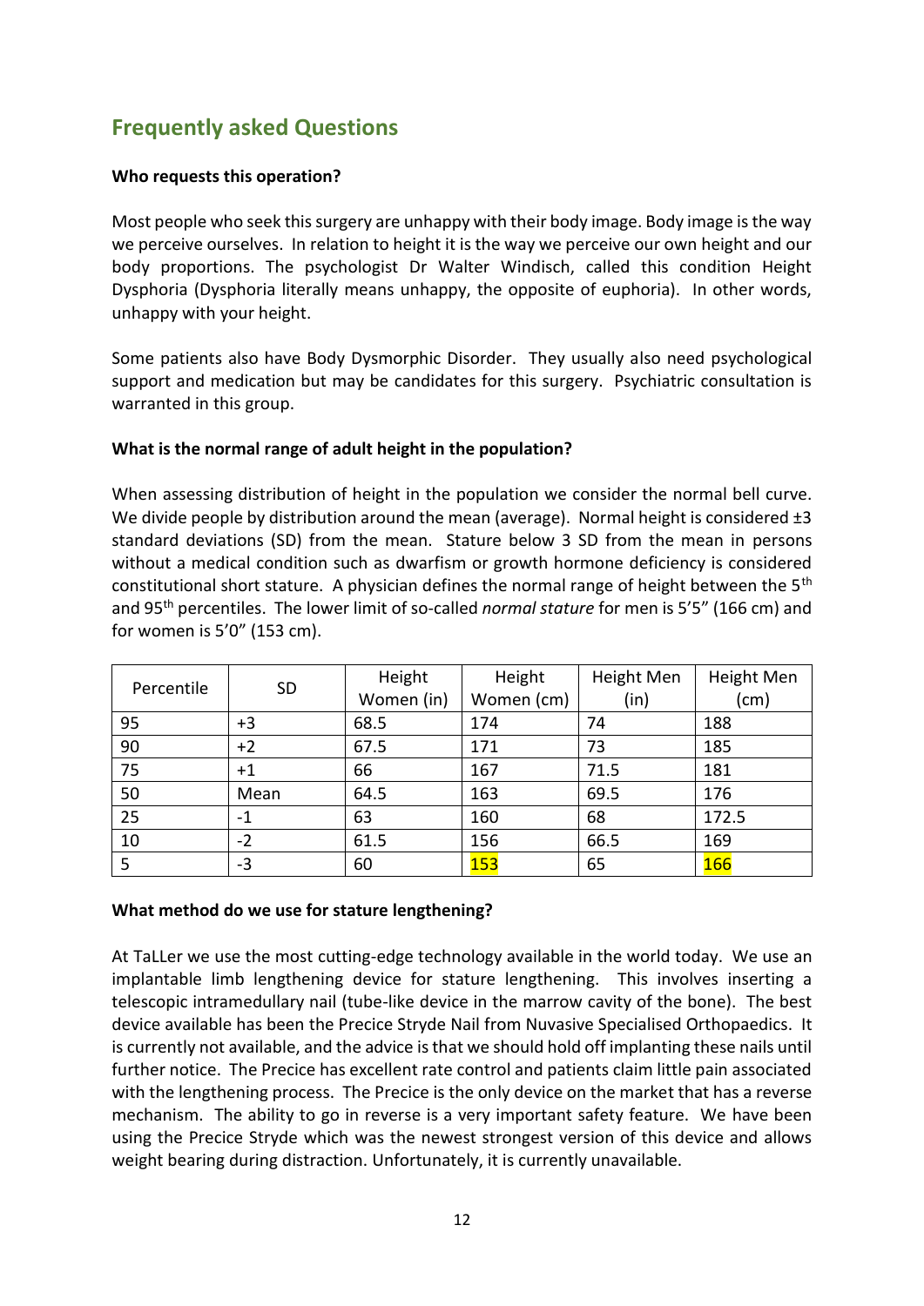## Frequently asked Questions

**Who requests this operation?**

Most people who seek this surgery are unhappy with their body image. Body image is the way we perceive ourselves. In relation to height it is the way we perceive our own height and our body proportions. The psychologist Dr Walter Windisch, called this condition Height Dysphoria (Dysphoria literally means unhappy, the opposite of euphoria). In other words, unhappy with your height.

Some patients also have Body Dysmorphic Disorder. They usually also need psychological support and medication but may be candidates for this surgery. Psychiatric consultation is warranted in this group.

**What is the normal range of adult height in the population?**

When assessing distribution of height in the population we consider the normal bell curve. We divide people by distribution around the mean (average). Normal height is considered ±3 standard deviations (SD) from the mean. Stature below 3 SD from the mean in persons without a medical condition such as dwarfism or growth hormone deficiency is considered constitutional short stature. A physician defines the normal range of height between the 5th and 95th percentiles. The lower limit of so-called *normal stature* for men is 5'5" (166 cm) and for women is 5'0" (153 cm).

| Percentile | SD | Height Women (in) | Height Women (cm) | Height Men (in) | Height Men (cm) |
|---|---|---|---|---|---|
| 95 | +3 | 68.5 | 174 | 74 | 188 |
| 90 | +2 | 67.5 | 171 | 73 | 185 |
| 75 | +1 | 66 | 167 | 71.5 | 181 |
| 50 | Mean | 64.5 | 163 | 69.5 | 176 |
| 25 | -1 | 63 | 160 | 68 | 172.5 |
| 10 | -2 | 61.5 | 156 | 66.5 | 169 |
| 5 | -3 | 60 | 153 | 65 | 166 |

**What method do we use for stature lengthening?**

At TaLLer we use the most cutting-edge technology available in the world today. We use an implantable limb lengthening device for stature lengthening. This involves inserting a telescopic intramedullary nail (tube-like device in the marrow cavity of the bone). The best device available has been the Precice Stryde Nail from Nuvasive Specialised Orthopaedics. It is currently not available, and the advice is that we should hold off implanting these nails until further notice. The Precice has excellent rate control and patients claim little pain associated with the lengthening process. The Precice is the only device on the market that has a reverse mechanism. The ability to go in reverse is a very important safety feature. We have been using the Precice Stryde which was the newest strongest version of this device and allows weight bearing during distraction. Unfortunately, it is currently unavailable.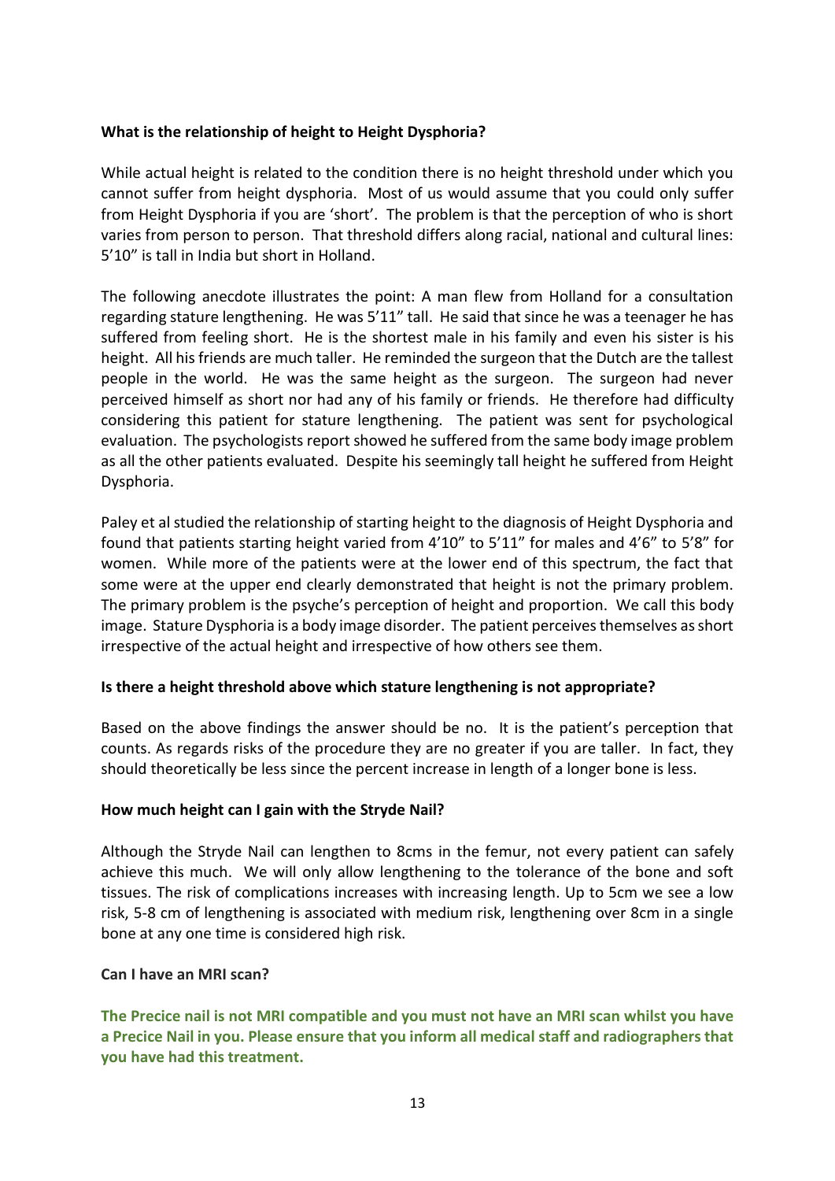**What is the relationship of height to Height Dysphoria?**

While actual height is related to the condition there is no height threshold under which you cannot suffer from height dysphoria. Most of us would assume that you could only suffer from Height Dysphoria if you are 'short'. The problem is that the perception of who is short varies from person to person. That threshold differs along racial, national and cultural lines: 5'10" is tall in India but short in Holland.

The following anecdote illustrates the point: A man flew from Holland for a consultation regarding stature lengthening. He was 5'11" tall. He said that since he was a teenager he has suffered from feeling short. He is the shortest male in his family and even his sister is his height. All his friends are much taller. He reminded the surgeon that the Dutch are the tallest people in the world. He was the same height as the surgeon. The surgeon had never perceived himself as short nor had any of his family or friends. He therefore had difficulty considering this patient for stature lengthening. The patient was sent for psychological evaluation. The psychologists report showed he suffered from the same body image problem as all the other patients evaluated. Despite his seemingly tall height he suffered from Height Dysphoria.

Paley et al studied the relationship of starting height to the diagnosis of Height Dysphoria and found that patients starting height varied from 4'10" to 5'11" for males and 4'6" to 5'8" for women. While more of the patients were at the lower end of this spectrum, the fact that some were at the upper end clearly demonstrated that height is not the primary problem. The primary problem is the psyche's perception of height and proportion. We call this body image. Stature Dysphoria is a body image disorder. The patient perceives themselves as short irrespective of the actual height and irrespective of how others see them.

**Is there a height threshold above which stature lengthening is not appropriate?**

Based on the above findings the answer should be no. It is the patient's perception that counts. As regards risks of the procedure they are no greater if you are taller. In fact, they should theoretically be less since the percent increase in length of a longer bone is less.

**How much height can I gain with the Stryde Nail?**

Although the Stryde Nail can lengthen to 8cms in the femur, not every patient can safely achieve this much. We will only allow lengthening to the tolerance of the bone and soft tissues. The risk of complications increases with increasing length. Up to 5cm we see a low risk, 5-8 cm of lengthening is associated with medium risk, lengthening over 8cm in a single bone at any one time is considered high risk.

**Can I have an MRI scan?**

**The Precice nail is not MRI compatible and you must not have an MRI scan whilst you have a Precice Nail in you. Please ensure that you inform all medical staff and radiographers that you have had this treatment.**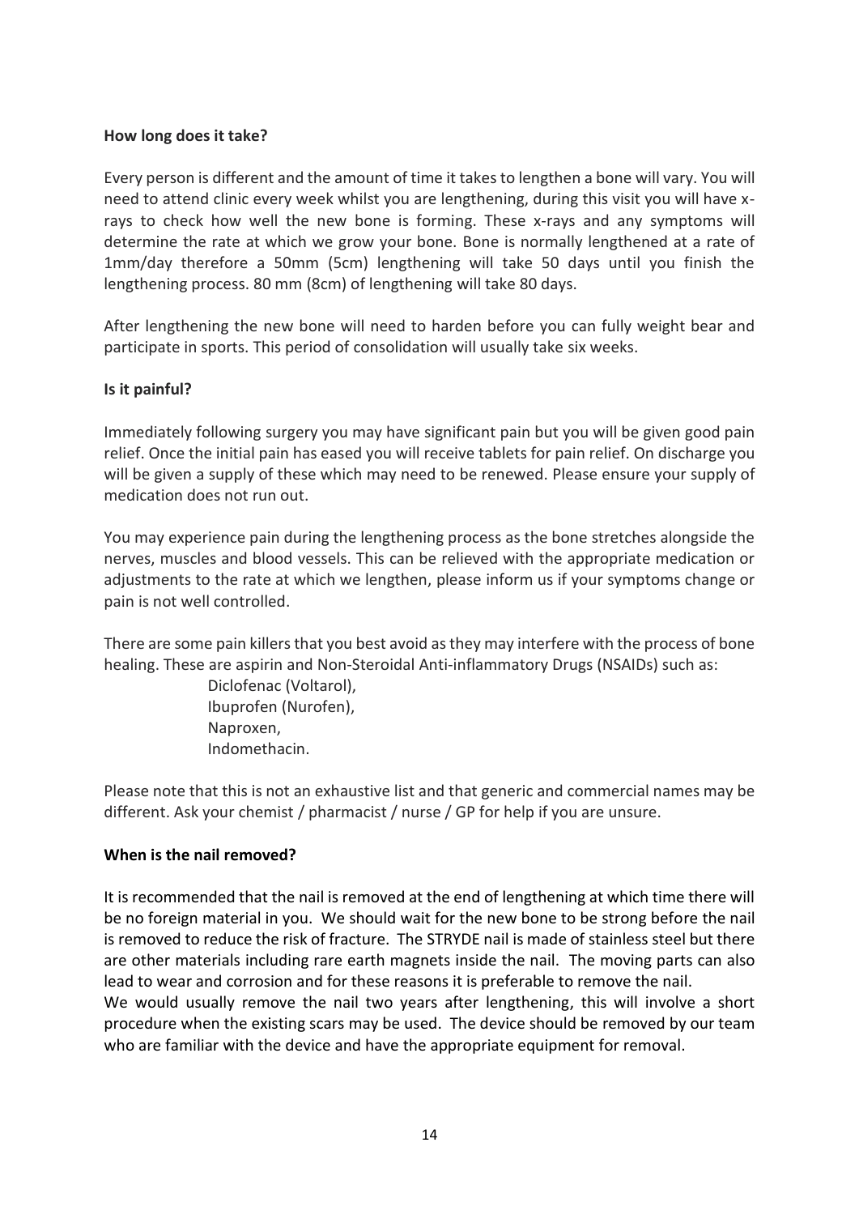**How long does it take?**

Every person is different and the amount of time it takes to lengthen a bone will vary. You will need to attend clinic every week whilst you are lengthening, during this visit you will have x-rays to check how well the new bone is forming. These x-rays and any symptoms will determine the rate at which we grow your bone. Bone is normally lengthened at a rate of 1mm/day therefore a 50mm (5cm) lengthening will take 50 days until you finish the lengthening process. 80 mm (8cm) of lengthening will take 80 days.

After lengthening the new bone will need to harden before you can fully weight bear and participate in sports. This period of consolidation will usually take six weeks.

**Is it painful?**

Immediately following surgery you may have significant pain but you will be given good pain relief. Once the initial pain has eased you will receive tablets for pain relief. On discharge you will be given a supply of these which may need to be renewed. Please ensure your supply of medication does not run out.

You may experience pain during the lengthening process as the bone stretches alongside the nerves, muscles and blood vessels. This can be relieved with the appropriate medication or adjustments to the rate at which we lengthen, please inform us if your symptoms change or pain is not well controlled.

There are some pain killers that you best avoid as they may interfere with the process of bone healing. These are aspirin and Non-Steroidal Anti-inflammatory Drugs (NSAIDs) such as:

- Diclofenac (Voltarol),
- Ibuprofen (Nurofen),
- Naproxen,
- Indomethacin.

Please note that this is not an exhaustive list and that generic and commercial names may be different. Ask your chemist / pharmacist / nurse / GP for help if you are unsure.

**When is the nail removed?**

It is recommended that the nail is removed at the end of lengthening at which time there will be no foreign material in you. We should wait for the new bone to be strong before the nail is removed to reduce the risk of fracture. The STRYDE nail is made of stainless steel but there are other materials including rare earth magnets inside the nail. The moving parts can also lead to wear and corrosion and for these reasons it is preferable to remove the nail.

We would usually remove the nail two years after lengthening, this will involve a short procedure when the existing scars may be used. The device should be removed by our team who are familiar with the device and have the appropriate equipment for removal.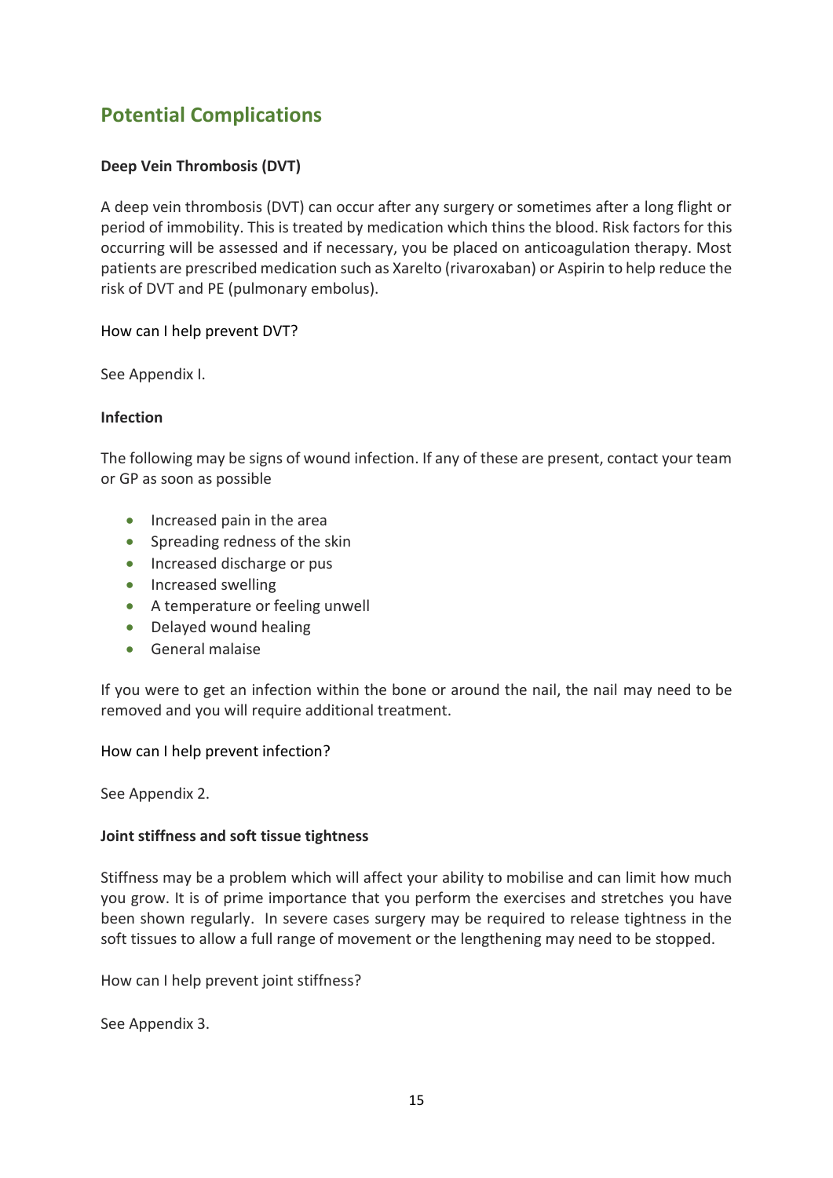## Potential Complications

### Deep Vein Thrombosis (DVT)

A deep vein thrombosis (DVT) can occur after any surgery or sometimes after a long flight or period of immobility. This is treated by medication which thins the blood. Risk factors for this occurring will be assessed and if necessary, you be placed on anticoagulation therapy. Most patients are prescribed medication such as Xarelto (rivaroxaban) or Aspirin to help reduce the risk of DVT and PE (pulmonary embolus).

How can I help prevent DVT?

See Appendix I.

### Infection

The following may be signs of wound infection. If any of these are present, contact your team or GP as soon as possible

- Increased pain in the area
- Spreading redness of the skin
- Increased discharge or pus
- Increased swelling
- A temperature or feeling unwell
- Delayed wound healing
- General malaise

If you were to get an infection within the bone or around the nail, the nail may need to be removed and you will require additional treatment.

How can I help prevent infection?

See Appendix 2.

### Joint stiffness and soft tissue tightness

Stiffness may be a problem which will affect your ability to mobilise and can limit how much you grow. It is of prime importance that you perform the exercises and stretches you have been shown regularly. In severe cases surgery may be required to release tightness in the soft tissues to allow a full range of movement or the lengthening may need to be stopped.

How can I help prevent joint stiffness?

See Appendix 3.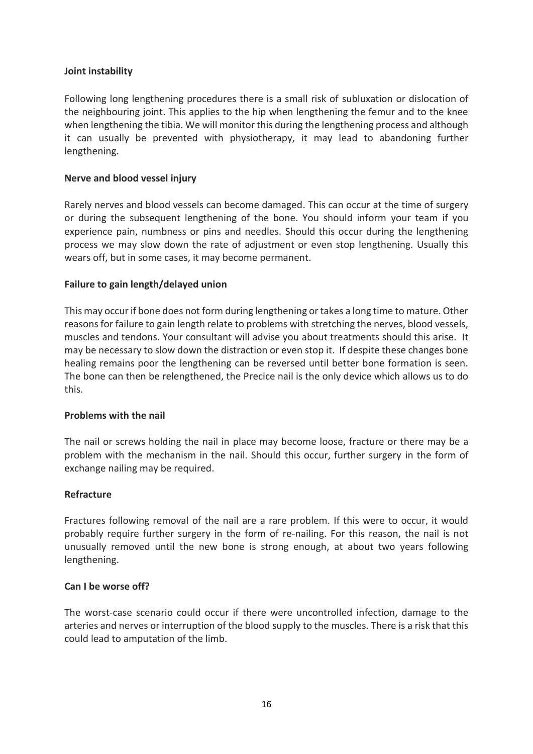**Joint instability**

Following long lengthening procedures there is a small risk of subluxation or dislocation of the neighbouring joint. This applies to the hip when lengthening the femur and to the knee when lengthening the tibia. We will monitor this during the lengthening process and although it can usually be prevented with physiotherapy, it may lead to abandoning further lengthening.

**Nerve and blood vessel injury**

Rarely nerves and blood vessels can become damaged. This can occur at the time of surgery or during the subsequent lengthening of the bone. You should inform your team if you experience pain, numbness or pins and needles. Should this occur during the lengthening process we may slow down the rate of adjustment or even stop lengthening. Usually this wears off, but in some cases, it may become permanent.

**Failure to gain length/delayed union**

This may occur if bone does not form during lengthening or takes a long time to mature. Other reasons for failure to gain length relate to problems with stretching the nerves, blood vessels, muscles and tendons. Your consultant will advise you about treatments should this arise. It may be necessary to slow down the distraction or even stop it. If despite these changes bone healing remains poor the lengthening can be reversed until better bone formation is seen. The bone can then be relengthened, the Precice nail is the only device which allows us to do this.

**Problems with the nail**

The nail or screws holding the nail in place may become loose, fracture or there may be a problem with the mechanism in the nail. Should this occur, further surgery in the form of exchange nailing may be required.

**Refracture**

Fractures following removal of the nail are a rare problem. If this were to occur, it would probably require further surgery in the form of re-nailing. For this reason, the nail is not unusually removed until the new bone is strong enough, at about two years following lengthening.

**Can I be worse off?**

The worst-case scenario could occur if there were uncontrolled infection, damage to the arteries and nerves or interruption of the blood supply to the muscles. There is a risk that this could lead to amputation of the limb.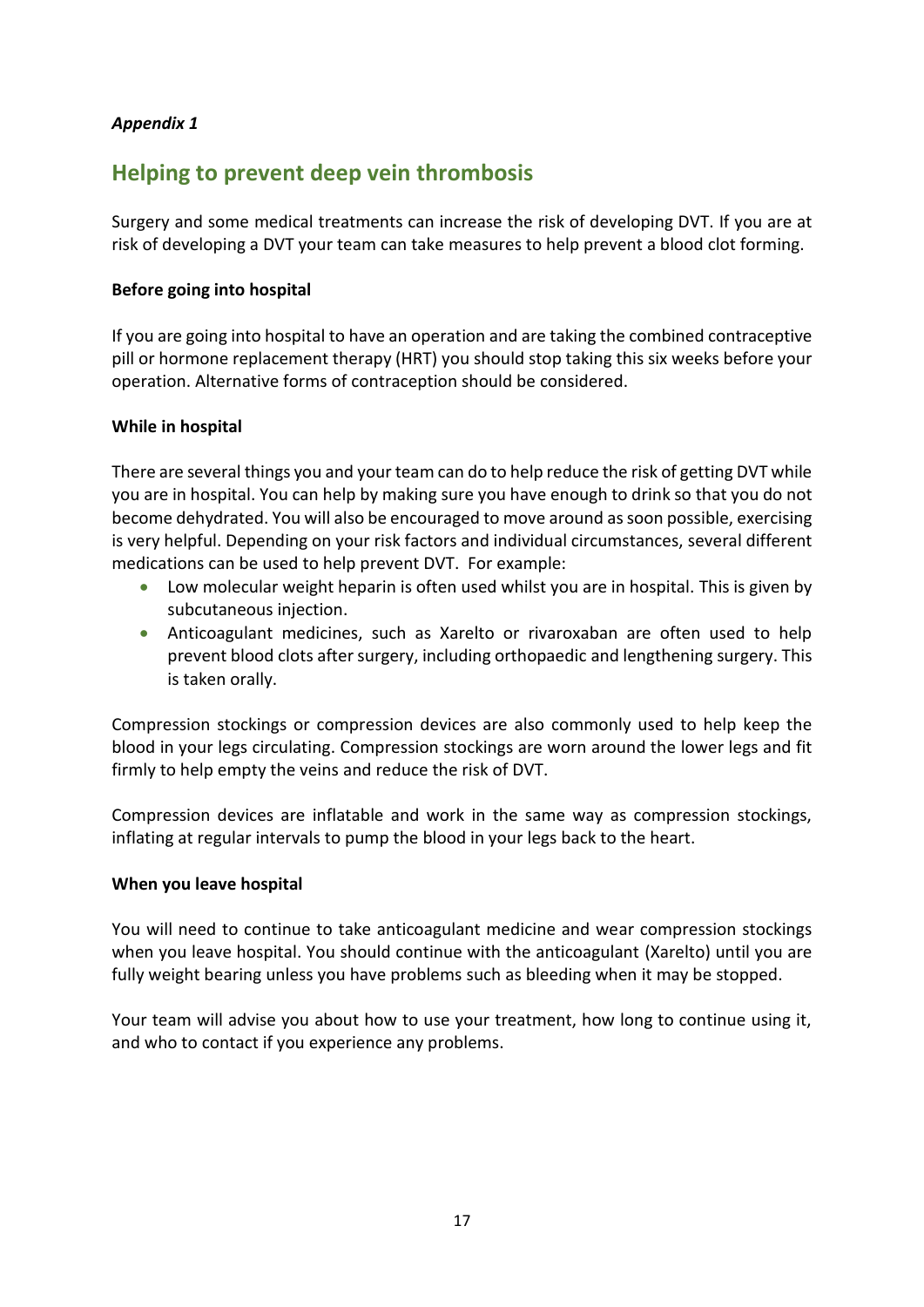*Appendix 1*

## Helping to prevent deep vein thrombosis

Surgery and some medical treatments can increase the risk of developing DVT. If you are at risk of developing a DVT your team can take measures to help prevent a blood clot forming.

**Before going into hospital**

If you are going into hospital to have an operation and are taking the combined contraceptive pill or hormone replacement therapy (HRT) you should stop taking this six weeks before your operation. Alternative forms of contraception should be considered.

**While in hospital**

There are several things you and your team can do to help reduce the risk of getting DVT while you are in hospital. You can help by making sure you have enough to drink so that you do not become dehydrated. You will also be encouraged to move around as soon possible, exercising is very helpful. Depending on your risk factors and individual circumstances, several different medications can be used to help prevent DVT. For example:

- Low molecular weight heparin is often used whilst you are in hospital. This is given by subcutaneous injection.
- Anticoagulant medicines, such as Xarelto or rivaroxaban are often used to help prevent blood clots after surgery, including orthopaedic and lengthening surgery. This is taken orally.

Compression stockings or compression devices are also commonly used to help keep the blood in your legs circulating. Compression stockings are worn around the lower legs and fit firmly to help empty the veins and reduce the risk of DVT.

Compression devices are inflatable and work in the same way as compression stockings, inflating at regular intervals to pump the blood in your legs back to the heart.

**When you leave hospital**

You will need to continue to take anticoagulant medicine and wear compression stockings when you leave hospital. You should continue with the anticoagulant (Xarelto) until you are fully weight bearing unless you have problems such as bleeding when it may be stopped.

Your team will advise you about how to use your treatment, how long to continue using it, and who to contact if you experience any problems.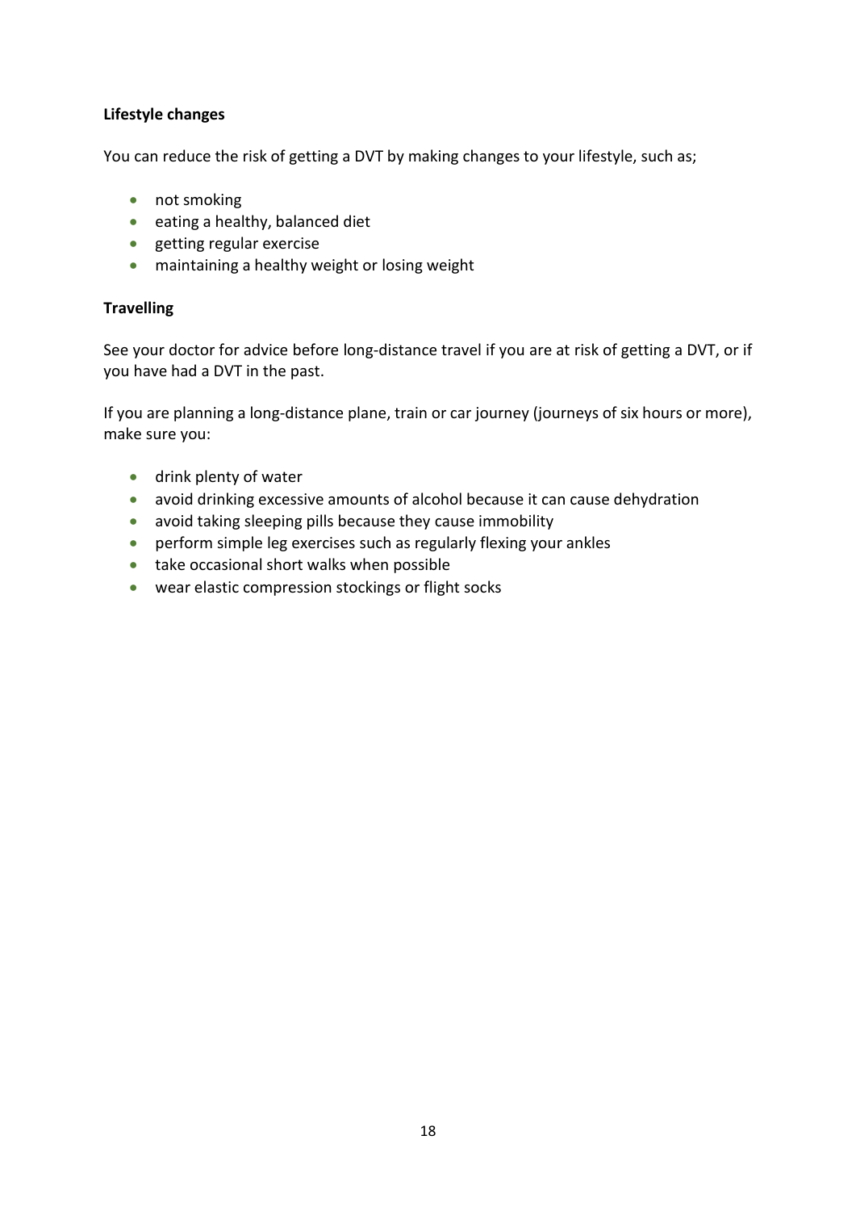**Lifestyle changes**

You can reduce the risk of getting a DVT by making changes to your lifestyle, such as;

- not smoking
- eating a healthy, balanced diet
- getting regular exercise
- maintaining a healthy weight or losing weight

**Travelling**

See your doctor for advice before long-distance travel if you are at risk of getting a DVT, or if you have had a DVT in the past.

If you are planning a long-distance plane, train or car journey (journeys of six hours or more), make sure you:

- drink plenty of water
- avoid drinking excessive amounts of alcohol because it can cause dehydration
- avoid taking sleeping pills because they cause immobility
- perform simple leg exercises such as regularly flexing your ankles
- take occasional short walks when possible
- wear elastic compression stockings or flight socks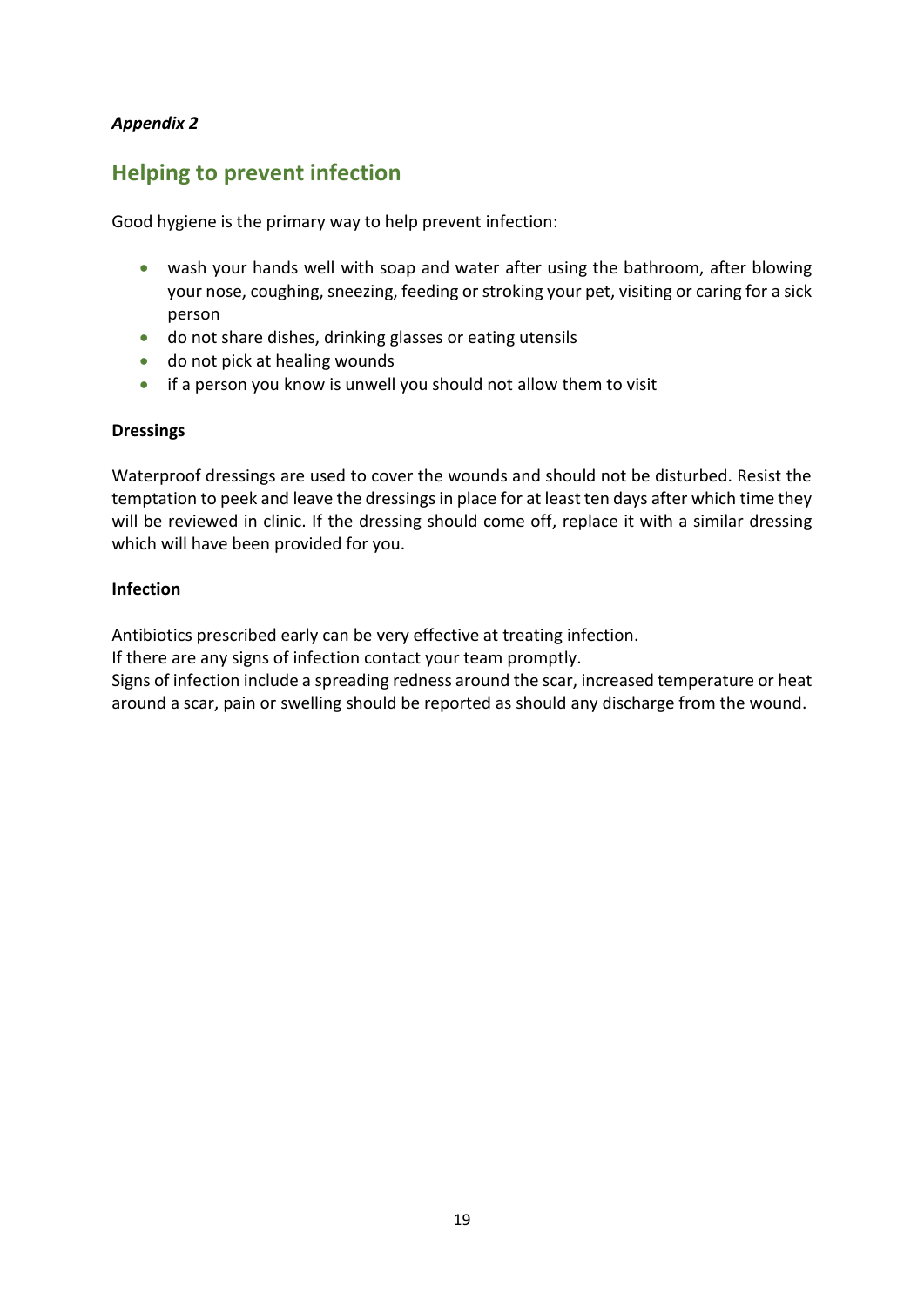*Appendix 2*

## Helping to prevent infection

Good hygiene is the primary way to help prevent infection:

- wash your hands well with soap and water after using the bathroom, after blowing your nose, coughing, sneezing, feeding or stroking your pet, visiting or caring for a sick person
- do not share dishes, drinking glasses or eating utensils
- do not pick at healing wounds
- if a person you know is unwell you should not allow them to visit

**Dressings**

Waterproof dressings are used to cover the wounds and should not be disturbed. Resist the temptation to peek and leave the dressings in place for at least ten days after which time they will be reviewed in clinic. If the dressing should come off, replace it with a similar dressing which will have been provided for you.

**Infection**

Antibiotics prescribed early can be very effective at treating infection.
If there are any signs of infection contact your team promptly.
Signs of infection include a spreading redness around the scar, increased temperature or heat around a scar, pain or swelling should be reported as should any discharge from the wound.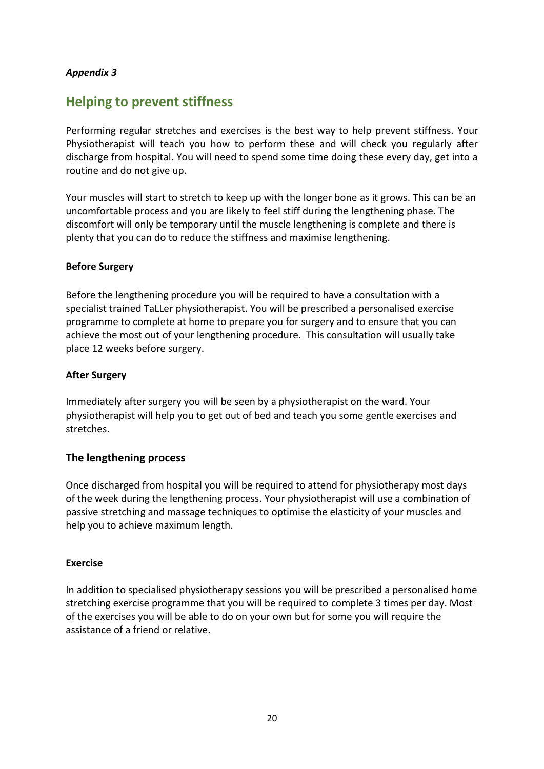*Appendix 3*

## Helping to prevent stiffness

Performing regular stretches and exercises is the best way to help prevent stiffness. Your Physiotherapist will teach you how to perform these and will check you regularly after discharge from hospital. You will need to spend some time doing these every day, get into a routine and do not give up.

Your muscles will start to stretch to keep up with the longer bone as it grows. This can be an uncomfortable process and you are likely to feel stiff during the lengthening phase. The discomfort will only be temporary until the muscle lengthening is complete and there is plenty that you can do to reduce the stiffness and maximise lengthening.

**Before Surgery**

Before the lengthening procedure you will be required to have a consultation with a specialist trained TaLLer physiotherapist. You will be prescribed a personalised exercise programme to complete at home to prepare you for surgery and to ensure that you can achieve the most out of your lengthening procedure. This consultation will usually take place 12 weeks before surgery.

**After Surgery**

Immediately after surgery you will be seen by a physiotherapist on the ward. Your physiotherapist will help you to get out of bed and teach you some gentle exercises and stretches.

### The lengthening process

Once discharged from hospital you will be required to attend for physiotherapy most days of the week during the lengthening process. Your physiotherapist will use a combination of passive stretching and massage techniques to optimise the elasticity of your muscles and help you to achieve maximum length.

**Exercise**

In addition to specialised physiotherapy sessions you will be prescribed a personalised home stretching exercise programme that you will be required to complete 3 times per day. Most of the exercises you will be able to do on your own but for some you will require the assistance of a friend or relative.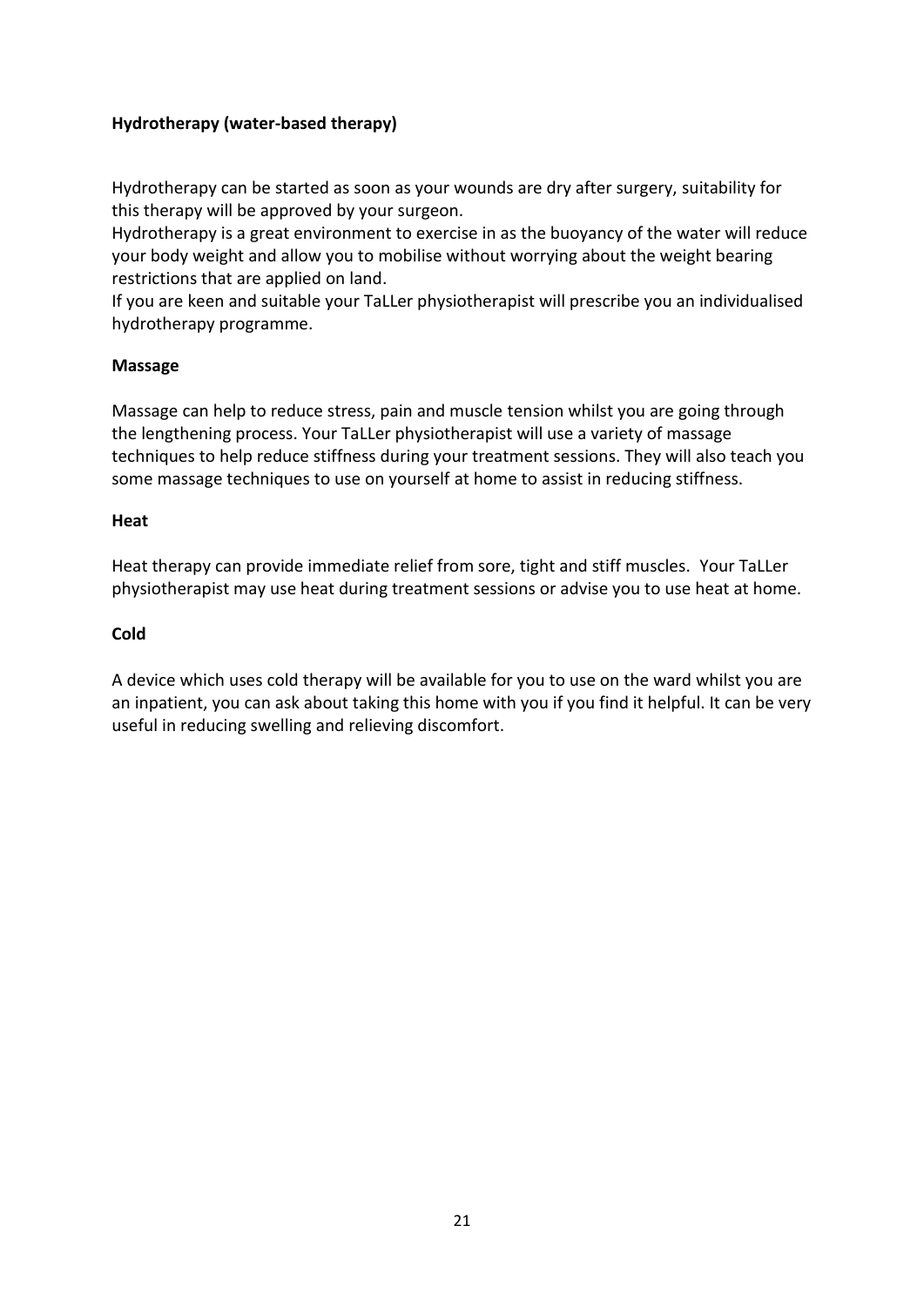**Hydrotherapy (water-based therapy)**

Hydrotherapy can be started as soon as your wounds are dry after surgery, suitability for this therapy will be approved by your surgeon.

Hydrotherapy is a great environment to exercise in as the buoyancy of the water will reduce your body weight and allow you to mobilise without worrying about the weight bearing restrictions that are applied on land.

If you are keen and suitable your TaLLer physiotherapist will prescribe you an individualised hydrotherapy programme.

**Massage**

Massage can help to reduce stress, pain and muscle tension whilst you are going through the lengthening process. Your TaLLer physiotherapist will use a variety of massage techniques to help reduce stiffness during your treatment sessions. They will also teach you some massage techniques to use on yourself at home to assist in reducing stiffness.

**Heat**

Heat therapy can provide immediate relief from sore, tight and stiff muscles. Your TaLLer physiotherapist may use heat during treatment sessions or advise you to use heat at home.

**Cold**

A device which uses cold therapy will be available for you to use on the ward whilst you are an inpatient, you can ask about taking this home with you if you find it helpful. It can be very useful in reducing swelling and relieving discomfort.